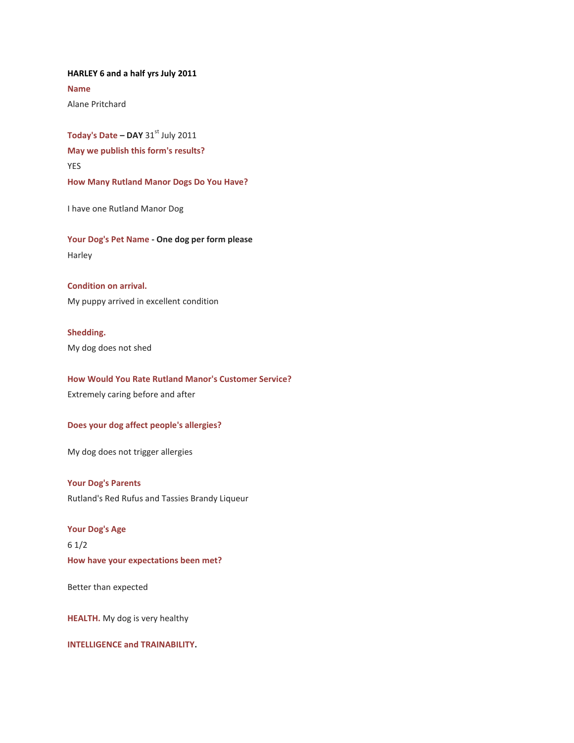**HARLEY 6 and a half yrs July 2011**

**Name**

Alane Pritchard

**Today's Date – DAY** 31st July 2011

**May we publish this form's results?**

YES

**How Many Rutland Manor Dogs Do You Have?**

I have one Rutland Manor Dog

**Your Dog's Pet Name - One dog per form please**

Harley

**Condition on arrival.**

My puppy arrived in excellent condition

**Shedding.**

My dog does not shed

**How Would You Rate Rutland Manor's Customer Service?**

Extremely caring before and after

**Does your dog affect people's allergies?**

My dog does not trigger allergies

**Your Dog's Parents**

Rutland's Red Rufus and Tassies Brandy Liqueur

**Your Dog's Age**

6 1/2

**How have your expectations been met?**

Better than expected

**HEALTH.** My dog is very healthy

**INTELLIGENCE and TRAINABILITY.**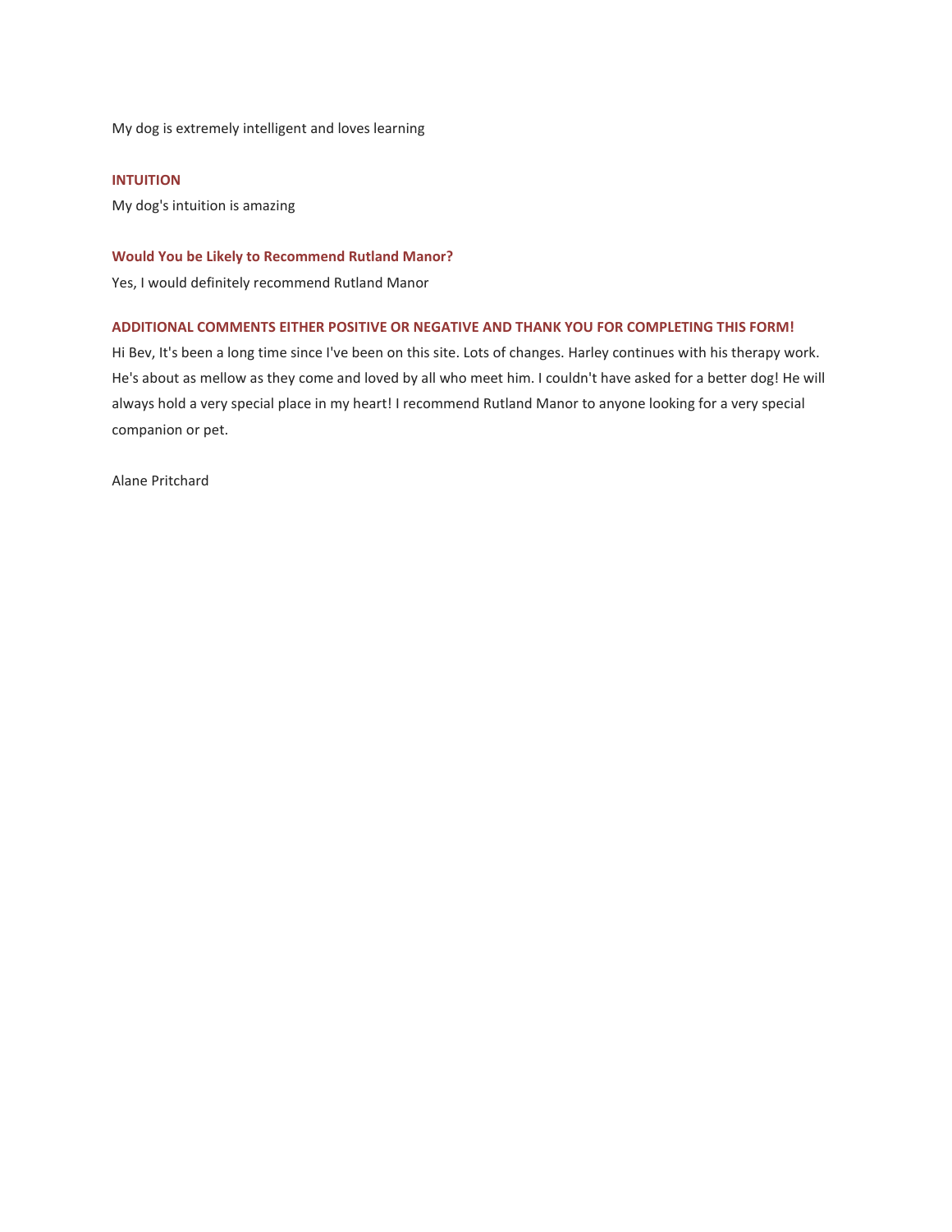My dog is extremely intelligent and loves learning

### INTUITION

My dog's intuition is amazing

### Would You be Likely to Recommend Rutland Manor?

Yes, I would definitely recommend Rutland Manor

### ADDITIONAL COMMENTS EITHER POSITIVE OR NEGATIVE AND THANK YOU FOR COMPLETING THIS FORM!

Hi Bev, It's been a long time since I've been on this site. Lots of changes. Harley continues with his therapy work. He's about as mellow as they come and loved by all who meet him. I couldn't have asked for a better dog! He will always hold a very special place in my heart! I recommend Rutland Manor to anyone looking for a very special companion or pet.

Alane Pritchard